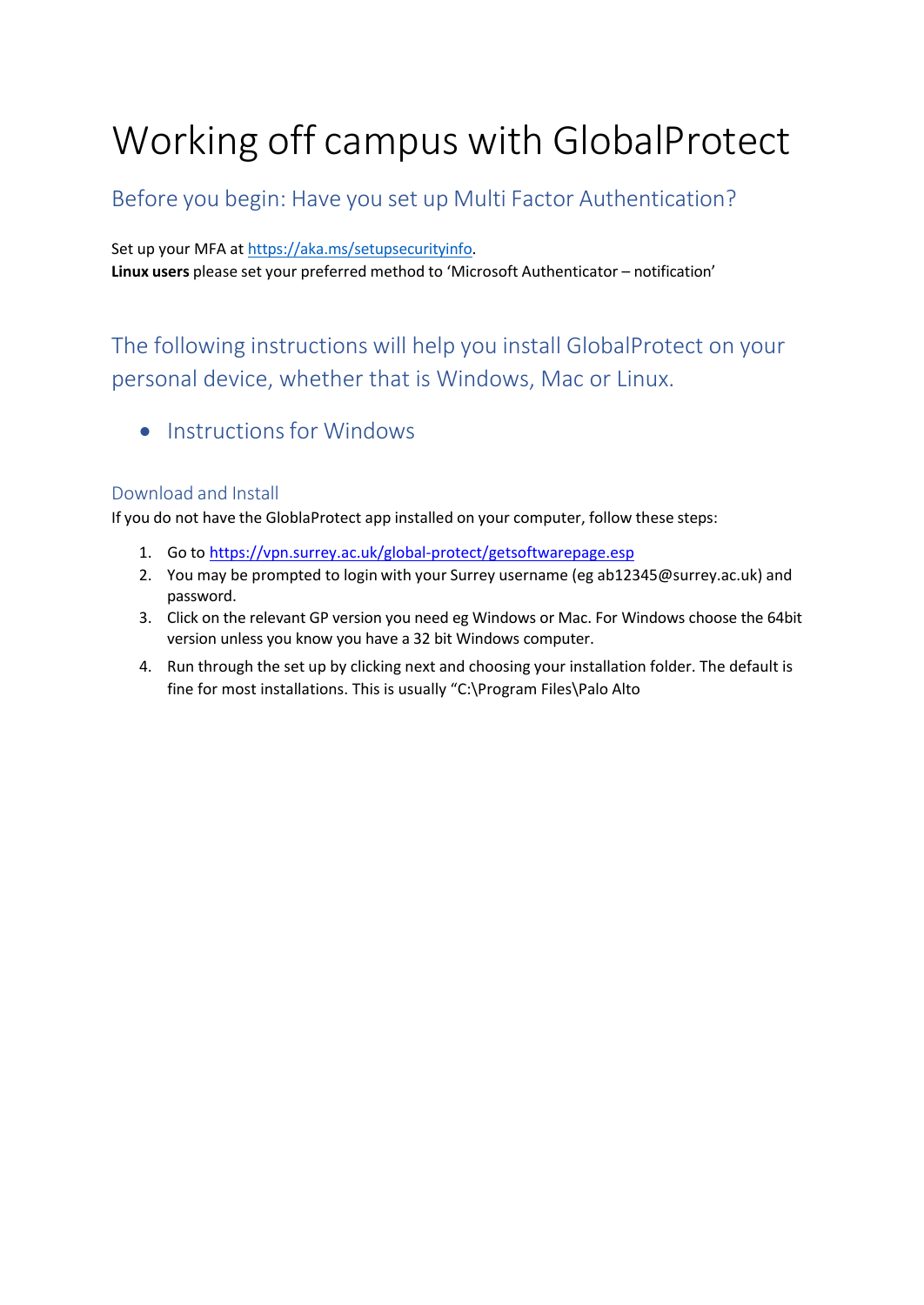# Working off campus with GlobalProtect

## Before you begin: Have you set up Multi Factor Authentication?

Set up your MFA at https://aka.ms/setupsecurityinfo.
**Linux users** please set your preferred method to 'Microsoft Authenticator – notification'

## The following instructions will help you install GlobalProtect on your personal device, whether that is Windows, Mac or Linux.

- ## Instructions for Windows

### Download and Install

If you do not have the GloblaProtect app installed on your computer, follow these steps:

1. Go to https://vpn.surrey.ac.uk/global-protect/getsoftwarepage.esp
2. You may be prompted to login with your Surrey username (eg ab12345@surrey.ac.uk) and password.
3. Click on the relevant GP version you need eg Windows or Mac. For Windows choose the 64bit version unless you know you have a 32 bit Windows computer.
4. Run through the set up by clicking next and choosing your installation folder. The default is fine for most installations. This is usually "C:\Program Files\Palo Alto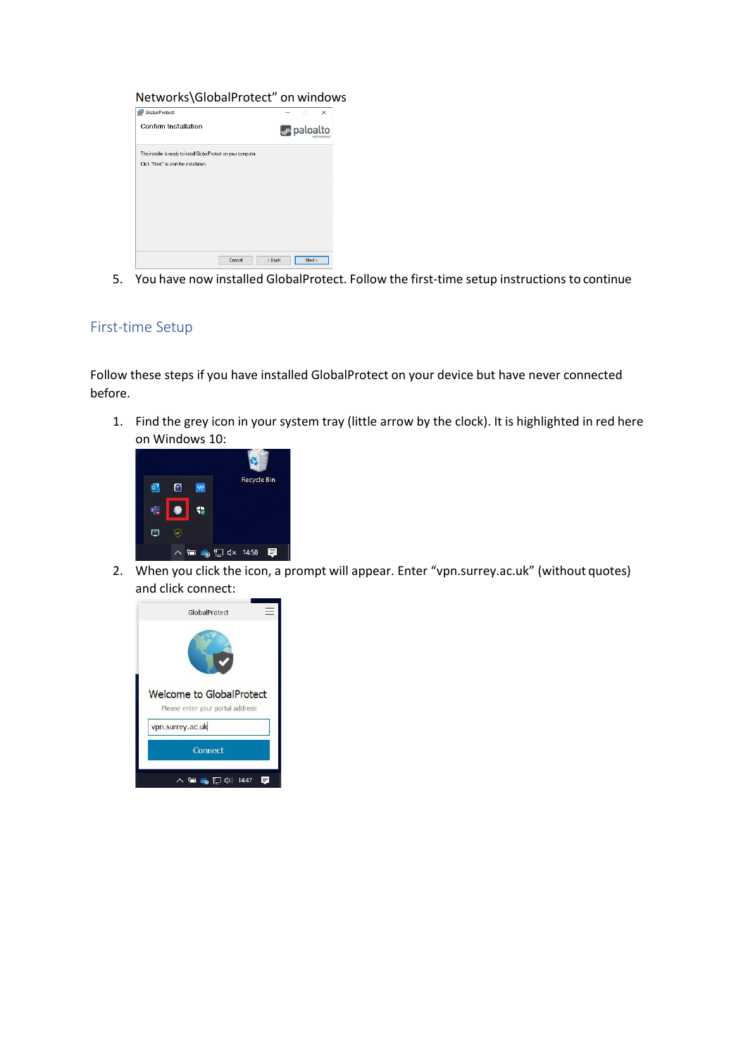Networks\GlobalProtect" on windows

5. You have now installed GlobalProtect. Follow the first-time setup instructions to continue

## First-time Setup

Follow these steps if you have installed GlobalProtect on your device but have never connected before.

1. Find the grey icon in your system tray (little arrow by the clock). It is highlighted in red here on Windows 10:
2. When you click the icon, a prompt will appear. Enter "vpn.surrey.ac.uk" (without quotes) and click connect: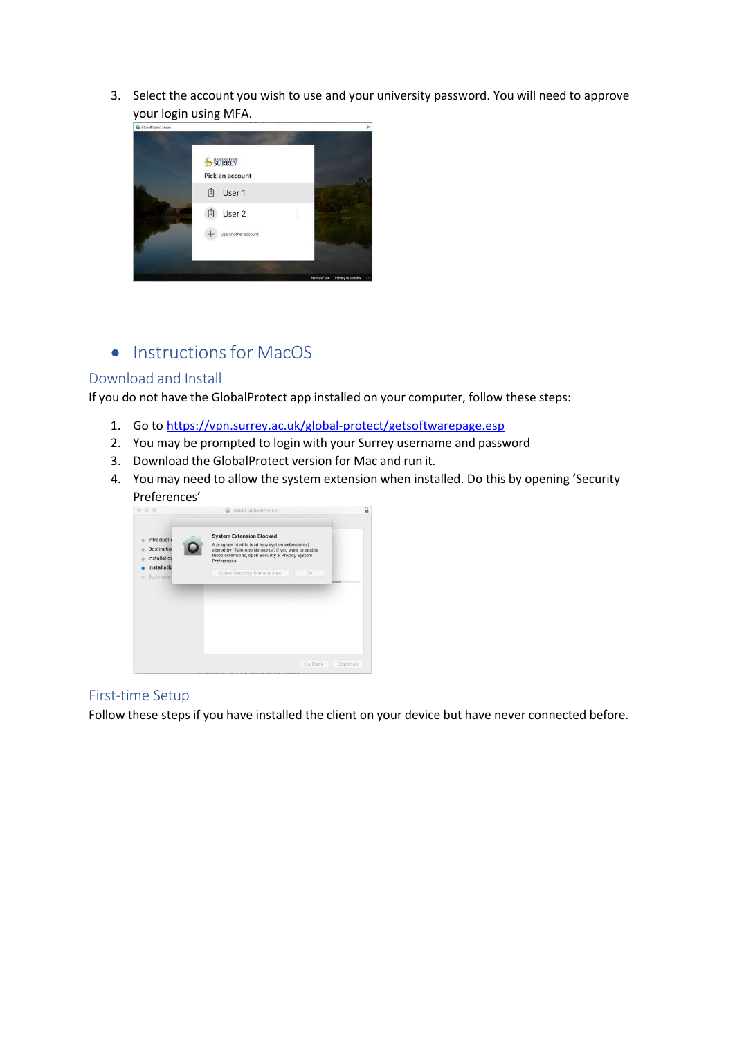3. Select the account you wish to use and your university password. You will need to approve your login using MFA.

- Instructions for MacOS

## Download and Install

If you do not have the GlobalProtect app installed on your computer, follow these steps:

1. Go to https://vpn.surrey.ac.uk/global-protect/getsoftwarepage.esp
2. You may be prompted to login with your Surrey username and password
3. Download the GlobalProtect version for Mac and run it.
4. You may need to allow the system extension when installed. Do this by opening 'Security Preferences'

## First-time Setup

Follow these steps if you have installed the client on your device but have never connected before.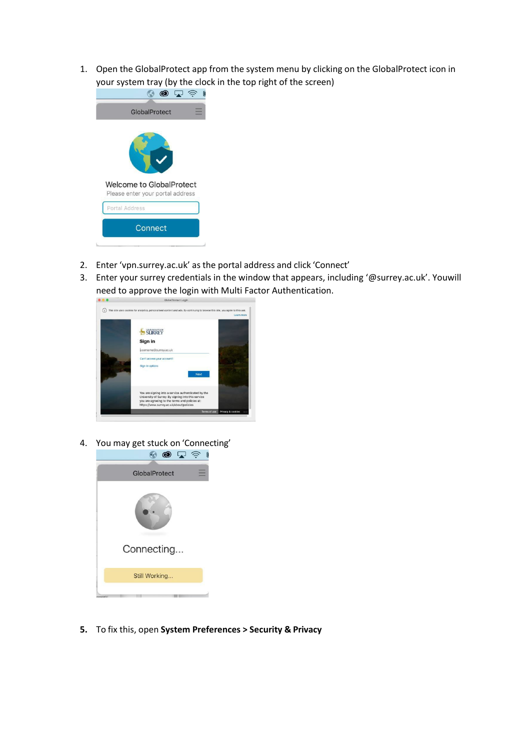1. Open the GlobalProtect app from the system menu by clicking on the GlobalProtect icon in your system tray (by the clock in the top right of the screen)
2. Enter 'vpn.surrey.ac.uk' as the portal address and click 'Connect'
3. Enter your surrey credentials in the window that appears, including '@surrey.ac.uk'. Youwill need to approve the login with Multi Factor Authentication.
4. You may get stuck on 'Connecting'
5. To fix this, open **System Preferences > Security & Privacy**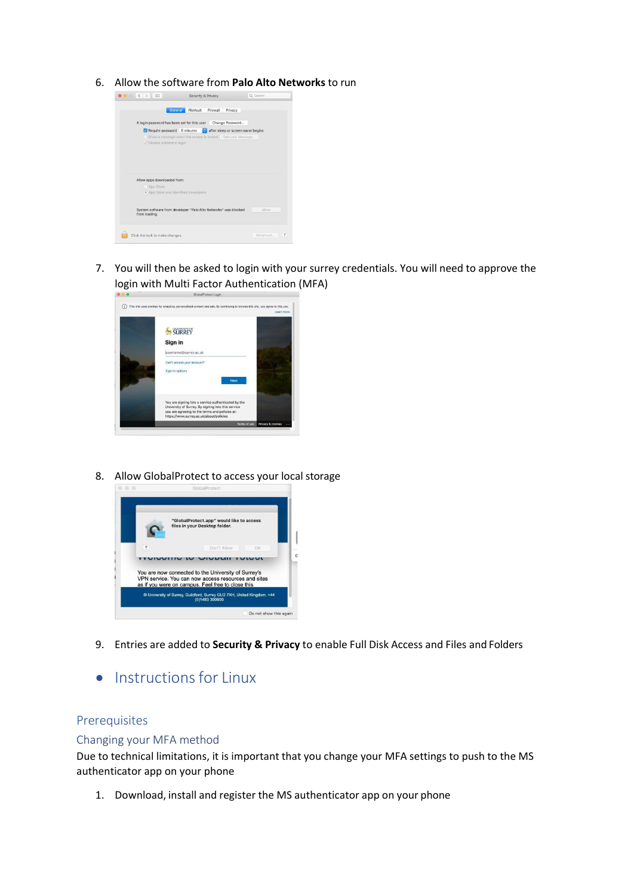6. Allow the software from **Palo Alto Networks** to run

7. You will then be asked to login with your surrey credentials. You will need to approve the login with Multi Factor Authentication (MFA)

8. Allow GlobalProtect to access your local storage

9. Entries are added to **Security & Privacy** to enable Full Disk Access and Files and Folders

- ## Instructions for Linux

### Prerequisites

### Changing your MFA method

Due to technical limitations, it is important that you change your MFA settings to push to the MS authenticator app on your phone

1. Download, install and register the MS authenticator app on your phone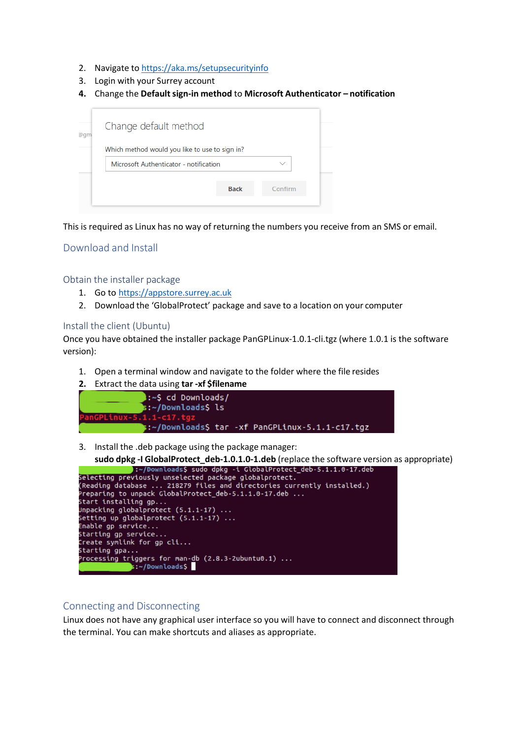2. Navigate to https://aka.ms/setupsecurityinfo
3. Login with your Surrey account
4. Change the **Default sign-in method** to **Microsoft Authenticator – notification**

Change default method

Which method would you like to use to sign in?

Microsoft Authenticator - notification

Back Confirm

This is required as Linux has no way of returning the numbers you receive from an SMS or email.

## Download and Install

### Obtain the installer package

1. Go to https://appstore.surrey.ac.uk
2. Download the 'GlobalProtect' package and save to a location on your computer

### Install the client (Ubuntu)

Once you have obtained the installer package PanGPLinux-1.0.1-cli.tgz (where 1.0.1 is the software version):

1. Open a terminal window and navigate to the folder where the file resides
2. Extract the data using **tar -xf $filename**

```
:~$ cd Downloads/
:~/Downloads$ ls
PanGPLinux-5.1.1-c17.tgz
:~/Downloads$ tar -xf PanGPLinux-5.1.1-c17.tgz
```

3. Install the .deb package using the package manager:
   **sudo dpkg -I GlobalProtect_deb-1.0.1.0-1.deb** (replace the software version as appropriate)

```
:~/Downloads$ sudo dpkg -i GlobalProtect_deb-5.1.1.0-17.deb
Selecting previously unselected package globalprotect.
(Reading database ... 218279 files and directories currently installed.)
Preparing to unpack GlobalProtect_deb-5.1.1.0-17.deb ...
Start installing gp...
Unpacking globalprotect (5.1.1-17) ...
Setting up globalprotect (5.1.1-17) ...
Enable gp service...
Starting gp service...
Create symlink for gp cli...
Starting gpa...
Processing triggers for man-db (2.8.3-2ubuntu0.1) ...
:~/Downloads$
```

## Connecting and Disconnecting

Linux does not have any graphical user interface so you will have to connect and disconnect through the terminal. You can make shortcuts and aliases as appropriate.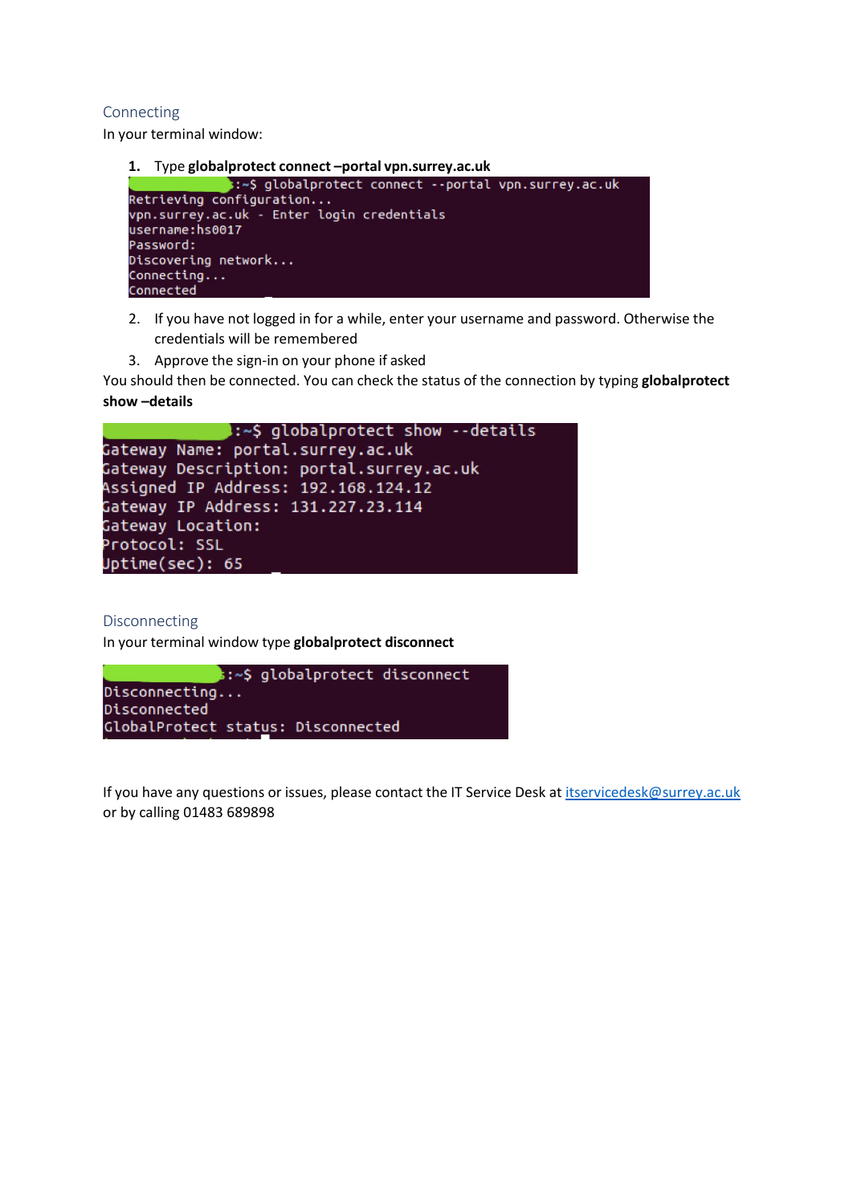## Connecting

In your terminal window:

1. Type **globalprotect connect –portal vpn.surrey.ac.uk**

```
:~$ globalprotect connect --portal vpn.surrey.ac.uk
Retrieving configuration...
vpn.surrey.ac.uk - Enter login credentials
username:hs0017
Password:
Discovering network...
Connecting...
Connected
```

2. If you have not logged in for a while, enter your username and password. Otherwise the credentials will be remembered
3. Approve the sign-in on your phone if asked

You should then be connected. You can check the status of the connection by typing **globalprotect show –details**

```
:~$ globalprotect show --details
Gateway Name: portal.surrey.ac.uk
Gateway Description: portal.surrey.ac.uk
Assigned IP Address: 192.168.124.12
Gateway IP Address: 131.227.23.114
Gateway Location:
Protocol: SSL
Uptime(sec): 65
```

## Disconnecting

In your terminal window type **globalprotect disconnect**

```
:~$ globalprotect disconnect
Disconnecting...
Disconnected
GlobalProtect status: Disconnected
```

If you have any questions or issues, please contact the IT Service Desk at itservicedesk@surrey.ac.uk or by calling 01483 689898